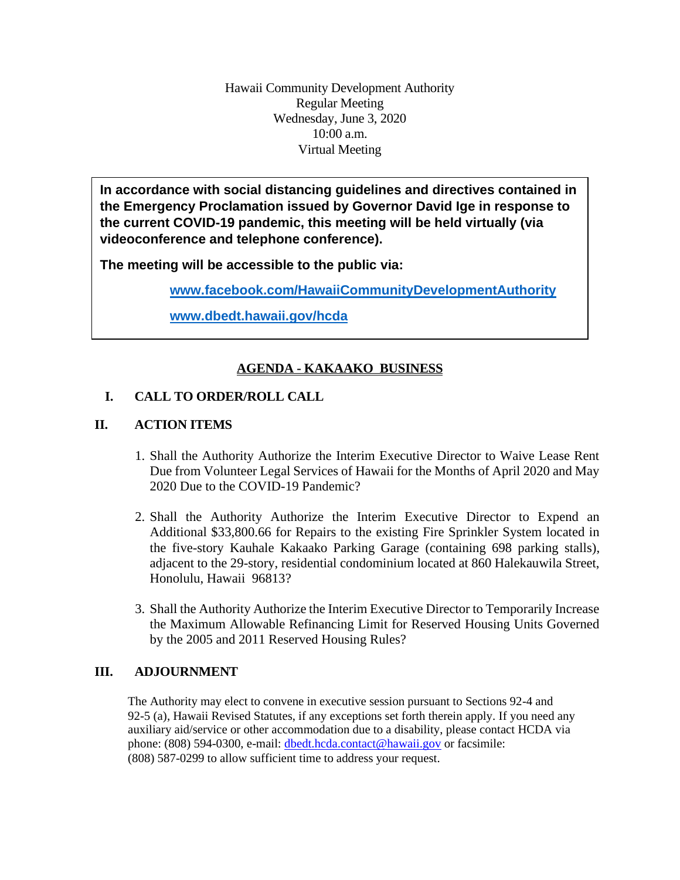Hawaii Community Development Authority
Regular Meeting
Wednesday, June 3, 2020
10:00 a.m.
Virtual Meeting

**In accordance with social distancing guidelines and directives contained in the Emergency Proclamation issued by Governor David Ige in response to the current COVID-19 pandemic, this meeting will be held virtually (via videoconference and telephone conference).**

**The meeting will be accessible to the public via:**

**www.facebook.com/HawaiiCommunityDevelopmentAuthority**

**www.dbedt.hawaii.gov/hcda**

## AGENDA - KAKAAKO BUSINESS

### I. CALL TO ORDER/ROLL CALL

### II. ACTION ITEMS

1. Shall the Authority Authorize the Interim Executive Director to Waive Lease Rent Due from Volunteer Legal Services of Hawaii for the Months of April 2020 and May 2020 Due to the COVID-19 Pandemic?

2. Shall the Authority Authorize the Interim Executive Director to Expend an Additional $33,800.66 for Repairs to the existing Fire Sprinkler System located in the five-story Kauhale Kakaako Parking Garage (containing 698 parking stalls), adjacent to the 29-story, residential condominium located at 860 Halekauwila Street, Honolulu, Hawaii 96813?

3. Shall the Authority Authorize the Interim Executive Director to Temporarily Increase the Maximum Allowable Refinancing Limit for Reserved Housing Units Governed by the 2005 and 2011 Reserved Housing Rules?

### III. ADJOURNMENT

The Authority may elect to convene in executive session pursuant to Sections 92-4 and 92-5 (a), Hawaii Revised Statutes, if any exceptions set forth therein apply. If you need any auxiliary aid/service or other accommodation due to a disability, please contact HCDA via phone: (808) 594-0300, e-mail: dbedt.hcda.contact@hawaii.gov or facsimile: (808) 587-0299 to allow sufficient time to address your request.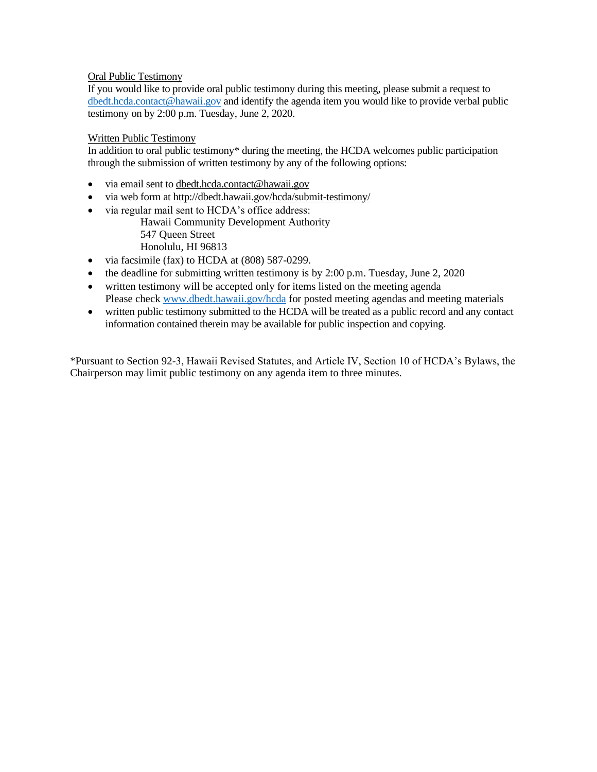Oral Public Testimony

If you would like to provide oral public testimony during this meeting, please submit a request to dbedt.hcda.contact@hawaii.gov and identify the agenda item you would like to provide verbal public testimony on by 2:00 p.m. Tuesday, June 2, 2020.

Written Public Testimony

In addition to oral public testimony* during the meeting, the HCDA welcomes public participation through the submission of written testimony by any of the following options:

- via email sent to dbedt.hcda.contact@hawaii.gov
- via web form at http://dbedt.hawaii.gov/hcda/submit-testimony/
- via regular mail sent to HCDA's office address:
  Hawaii Community Development Authority
  547 Queen Street
  Honolulu, HI 96813
- via facsimile (fax) to HCDA at (808) 587-0299.
- the deadline for submitting written testimony is by 2:00 p.m. Tuesday, June 2, 2020
- written testimony will be accepted only for items listed on the meeting agenda
  Please check www.dbedt.hawaii.gov/hcda for posted meeting agendas and meeting materials
- written public testimony submitted to the HCDA will be treated as a public record and any contact information contained therein may be available for public inspection and copying.

*Pursuant to Section 92-3, Hawaii Revised Statutes, and Article IV, Section 10 of HCDA's Bylaws, the Chairperson may limit public testimony on any agenda item to three minutes.